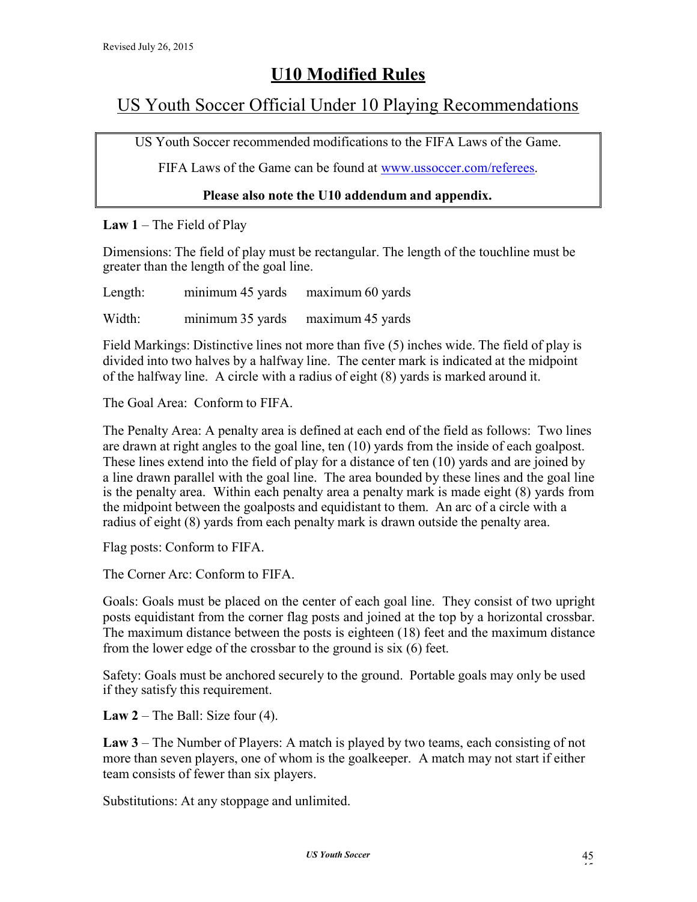Revised July 26, 2015

# U10 Modified Rules

## US Youth Soccer Official Under 10 Playing Recommendations

US Youth Soccer recommended modifications to the FIFA Laws of the Game.

FIFA Laws of the Game can be found at www.ussoccer.com/referees.

**Please also note the U10 addendum and appendix.**

**Law 1** – The Field of Play

Dimensions: The field of play must be rectangular. The length of the touchline must be greater than the length of the goal line.

| | | |
|---|---|---|
| Length: | minimum 45 yards | maximum 60 yards |
| Width: | minimum 35 yards | maximum 45 yards |

Field Markings: Distinctive lines not more than five (5) inches wide. The field of play is divided into two halves by a halfway line. The center mark is indicated at the midpoint of the halfway line. A circle with a radius of eight (8) yards is marked around it.

The Goal Area: Conform to FIFA.

The Penalty Area: A penalty area is defined at each end of the field as follows: Two lines are drawn at right angles to the goal line, ten (10) yards from the inside of each goalpost. These lines extend into the field of play for a distance of ten (10) yards and are joined by a line drawn parallel with the goal line. The area bounded by these lines and the goal line is the penalty area. Within each penalty area a penalty mark is made eight (8) yards from the midpoint between the goalposts and equidistant to them. An arc of a circle with a radius of eight (8) yards from each penalty mark is drawn outside the penalty area.

Flag posts: Conform to FIFA.

The Corner Arc: Conform to FIFA.

Goals: Goals must be placed on the center of each goal line. They consist of two upright posts equidistant from the corner flag posts and joined at the top by a horizontal crossbar. The maximum distance between the posts is eighteen (18) feet and the maximum distance from the lower edge of the crossbar to the ground is six (6) feet.

Safety: Goals must be anchored securely to the ground. Portable goals may only be used if they satisfy this requirement.

**Law 2** – The Ball: Size four (4).

**Law 3** – The Number of Players: A match is played by two teams, each consisting of not more than seven players, one of whom is the goalkeeper. A match may not start if either team consists of fewer than six players.

Substitutions: At any stoppage and unlimited.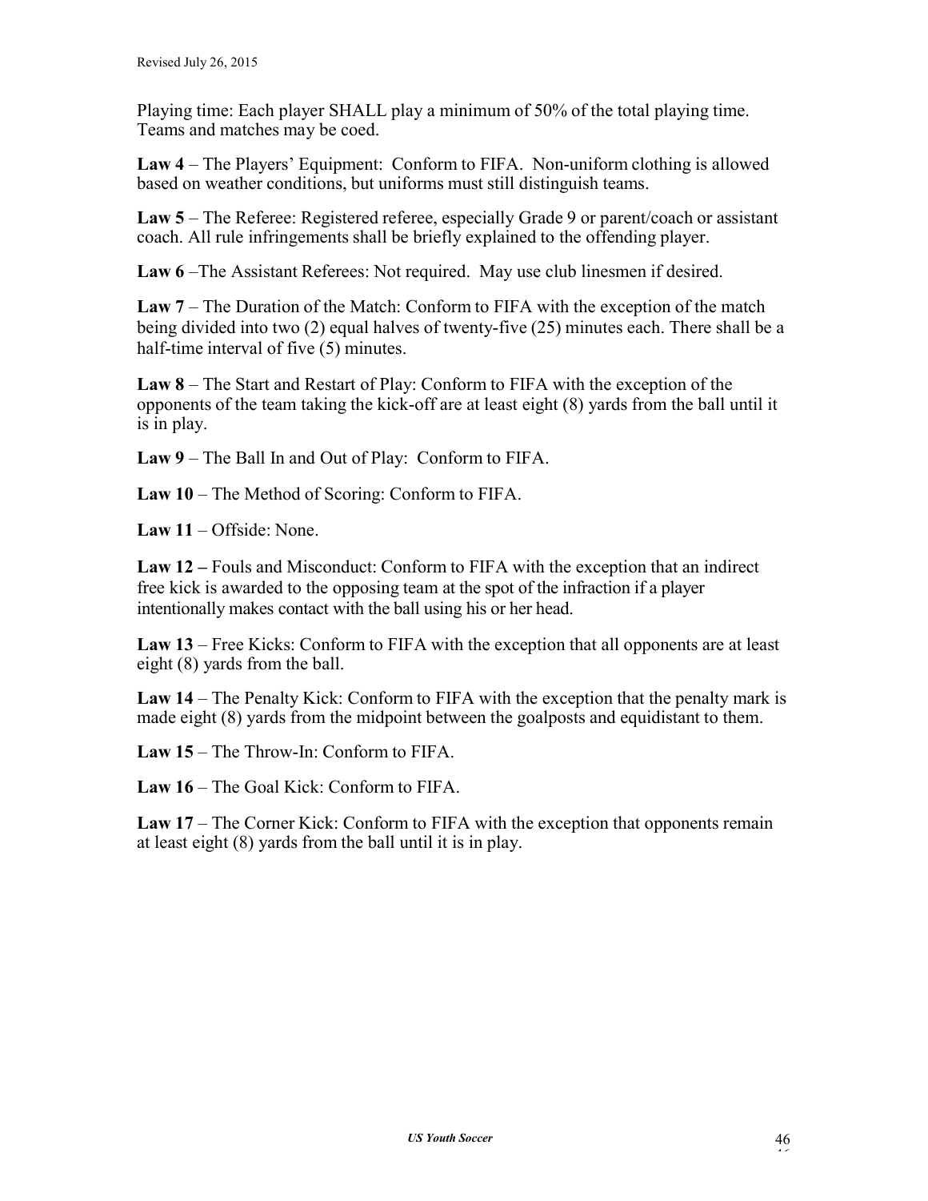Playing time: Each player SHALL play a minimum of 50% of the total playing time. Teams and matches may be coed.

**Law 4** – The Players' Equipment: Conform to FIFA. Non-uniform clothing is allowed based on weather conditions, but uniforms must still distinguish teams.

**Law 5** – The Referee: Registered referee, especially Grade 9 or parent/coach or assistant coach. All rule infringements shall be briefly explained to the offending player.

**Law 6** –The Assistant Referees: Not required. May use club linesmen if desired.

**Law 7** – The Duration of the Match: Conform to FIFA with the exception of the match being divided into two (2) equal halves of twenty-five (25) minutes each. There shall be a half-time interval of five (5) minutes.

**Law 8** – The Start and Restart of Play: Conform to FIFA with the exception of the opponents of the team taking the kick-off are at least eight (8) yards from the ball until it is in play.

**Law 9** – The Ball In and Out of Play: Conform to FIFA.

**Law 10** – The Method of Scoring: Conform to FIFA.

**Law 11** – Offside: None.

**Law 12 –** Fouls and Misconduct: Conform to FIFA with the exception that an indirect free kick is awarded to the opposing team at the spot of the infraction if a player intentionally makes contact with the ball using his or her head.

**Law 13** – Free Kicks: Conform to FIFA with the exception that all opponents are at least eight (8) yards from the ball.

**Law 14** – The Penalty Kick: Conform to FIFA with the exception that the penalty mark is made eight (8) yards from the midpoint between the goalposts and equidistant to them.

**Law 15** – The Throw-In: Conform to FIFA.

**Law 16** – The Goal Kick: Conform to FIFA.

**Law 17** – The Corner Kick: Conform to FIFA with the exception that opponents remain at least eight (8) yards from the ball until it is in play.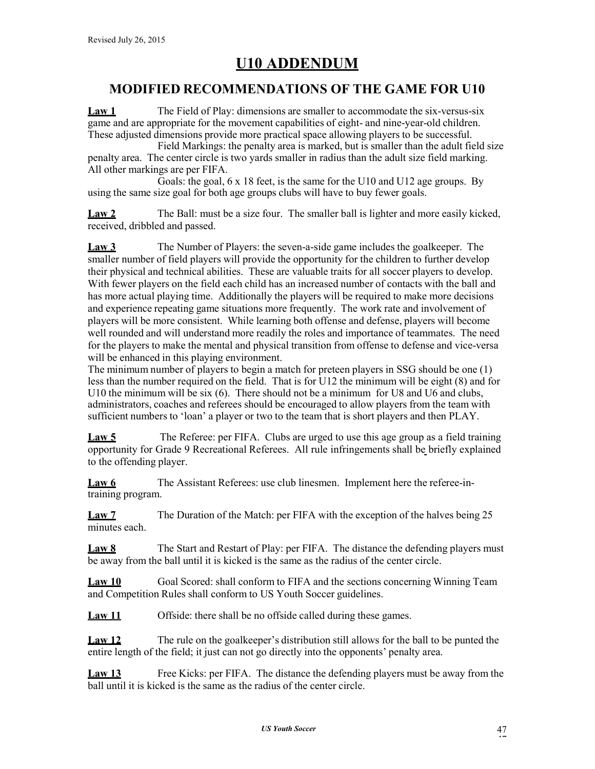# U10 ADDENDUM

## MODIFIED RECOMMENDATIONS OF THE GAME FOR U10

**Law 1** The Field of Play: dimensions are smaller to accommodate the six-versus-six game and are appropriate for the movement capabilities of eight- and nine-year-old children. These adjusted dimensions provide more practical space allowing players to be successful.

Field Markings: the penalty area is marked, but is smaller than the adult field size penalty area. The center circle is two yards smaller in radius than the adult size field marking. All other markings are per FIFA.

Goals: the goal, 6 x 18 feet, is the same for the U10 and U12 age groups. By using the same size goal for both age groups clubs will have to buy fewer goals.

**Law 2** The Ball: must be a size four. The smaller ball is lighter and more easily kicked, received, dribbled and passed.

**Law 3** The Number of Players: the seven-a-side game includes the goalkeeper. The smaller number of field players will provide the opportunity for the children to further develop their physical and technical abilities. These are valuable traits for all soccer players to develop. With fewer players on the field each child has an increased number of contacts with the ball and has more actual playing time. Additionally the players will be required to make more decisions and experience repeating game situations more frequently. The work rate and involvement of players will be more consistent. While learning both offense and defense, players will become well rounded and will understand more readily the roles and importance of teammates. The need for the players to make the mental and physical transition from offense to defense and vice-versa will be enhanced in this playing environment.

The minimum number of players to begin a match for preteen players in SSG should be one (1) less than the number required on the field. That is for U12 the minimum will be eight (8) and for U10 the minimum will be six (6). There should not be a minimum for U8 and U6 and clubs, administrators, coaches and referees should be encouraged to allow players from the team with sufficient numbers to 'loan' a player or two to the team that is short players and then PLAY.

**Law 5** The Referee: per FIFA. Clubs are urged to use this age group as a field training opportunity for Grade 9 Recreational Referees. All rule infringements shall be briefly explained to the offending player.

**Law 6** The Assistant Referees: use club linesmen. Implement here the referee-in-training program.

**Law 7** The Duration of the Match: per FIFA with the exception of the halves being 25 minutes each.

**Law 8** The Start and Restart of Play: per FIFA. The distance the defending players must be away from the ball until it is kicked is the same as the radius of the center circle.

**Law 10** Goal Scored: shall conform to FIFA and the sections concerning Winning Team and Competition Rules shall conform to US Youth Soccer guidelines.

**Law 11** Offside: there shall be no offside called during these games.

**Law 12** The rule on the goalkeeper's distribution still allows for the ball to be punted the entire length of the field; it just can not go directly into the opponents' penalty area.

**Law 13** Free Kicks: per FIFA. The distance the defending players must be away from the ball until it is kicked is the same as the radius of the center circle.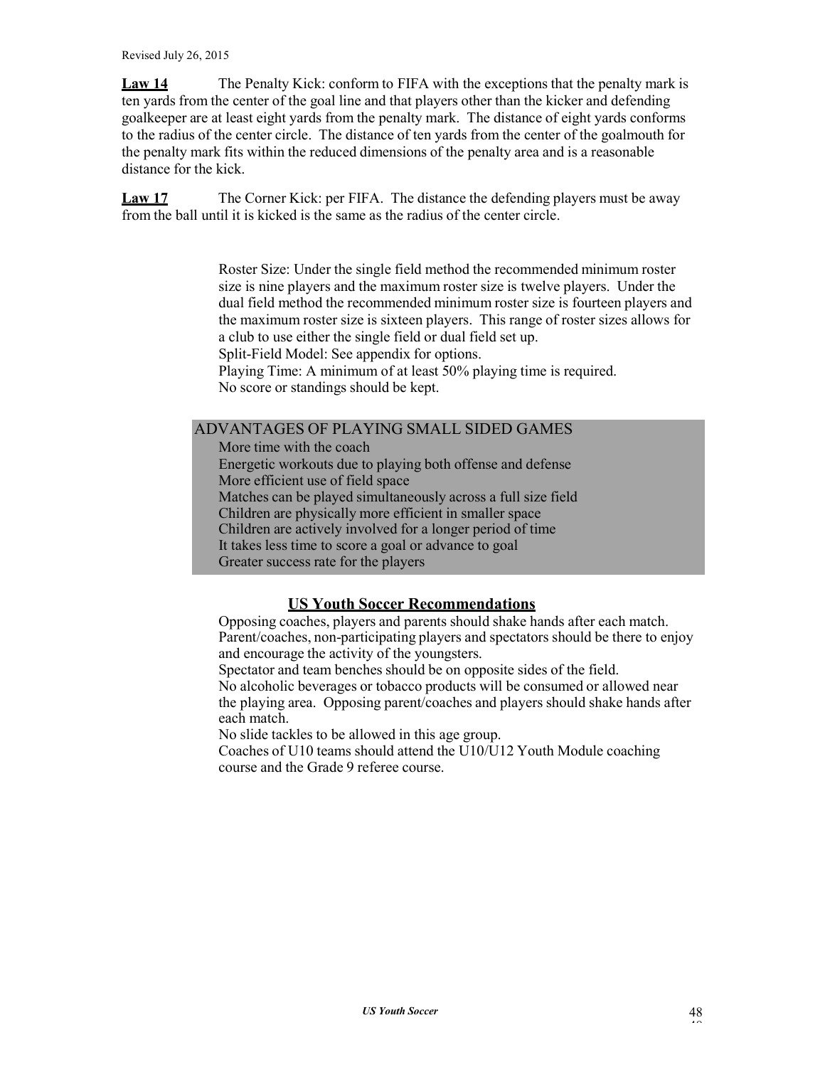**Law 14** The Penalty Kick: conform to FIFA with the exceptions that the penalty mark is ten yards from the center of the goal line and that players other than the kicker and defending goalkeeper are at least eight yards from the penalty mark. The distance of eight yards conforms to the radius of the center circle. The distance of ten yards from the center of the goalmouth for the penalty mark fits within the reduced dimensions of the penalty area and is a reasonable distance for the kick.

**Law 17** The Corner Kick: per FIFA. The distance the defending players must be away from the ball until it is kicked is the same as the radius of the center circle.

Roster Size: Under the single field method the recommended minimum roster size is nine players and the maximum roster size is twelve players. Under the dual field method the recommended minimum roster size is fourteen players and the maximum roster size is sixteen players. This range of roster sizes allows for a club to use either the single field or dual field set up.
Split-Field Model: See appendix for options.
Playing Time: A minimum of at least 50% playing time is required.
No score or standings should be kept.

ADVANTAGES OF PLAYING SMALL SIDED GAMES

- More time with the coach
- Energetic workouts due to playing both offense and defense
- More efficient use of field space
- Matches can be played simultaneously across a full size field
- Children are physically more efficient in smaller space
- Children are actively involved for a longer period of time
- It takes less time to score a goal or advance to goal
- Greater success rate for the players

## US Youth Soccer Recommendations

Opposing coaches, players and parents should shake hands after each match.
Parent/coaches, non-participating players and spectators should be there to enjoy and encourage the activity of the youngsters.
Spectator and team benches should be on opposite sides of the field.
No alcoholic beverages or tobacco products will be consumed or allowed near the playing area. Opposing parent/coaches and players should shake hands after each match.
No slide tackles to be allowed in this age group.
Coaches of U10 teams should attend the U10/U12 Youth Module coaching course and the Grade 9 referee course.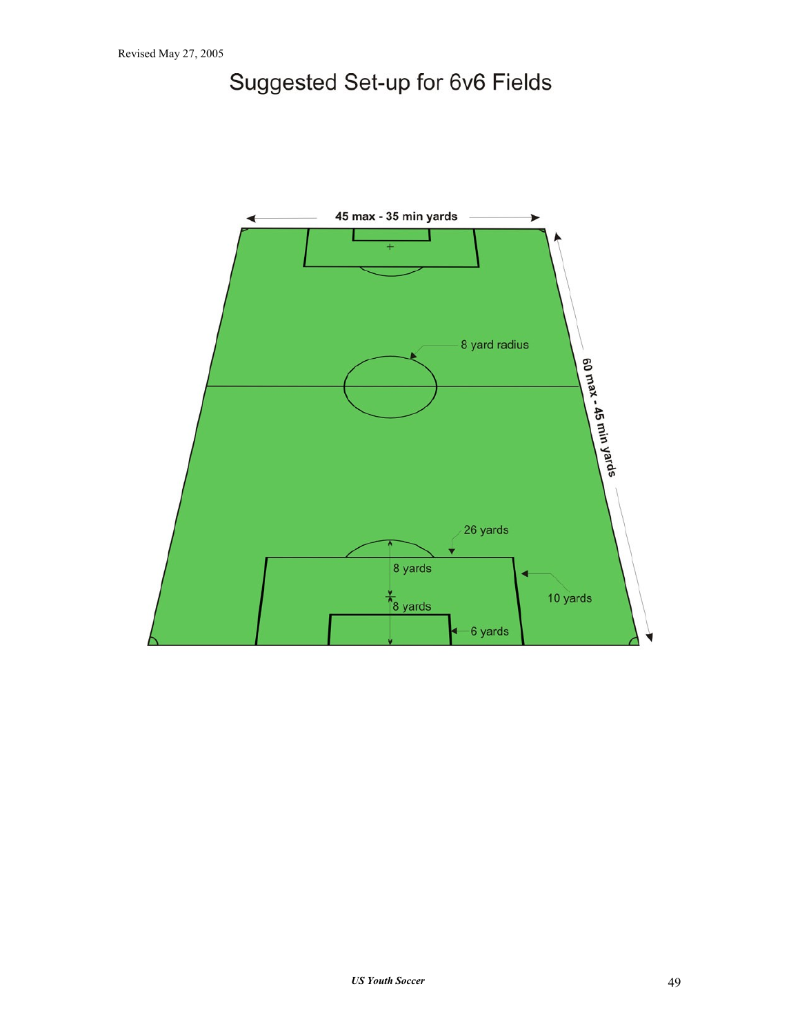Revised May 27, 2005

# Suggested Set-up for 6v6 Fields

45 max - 35 min yards

8 yard radius

60 max - 45 min yards

26 yards

8 yards

8 yards

10 yards

6 yards

*US Youth Soccer*